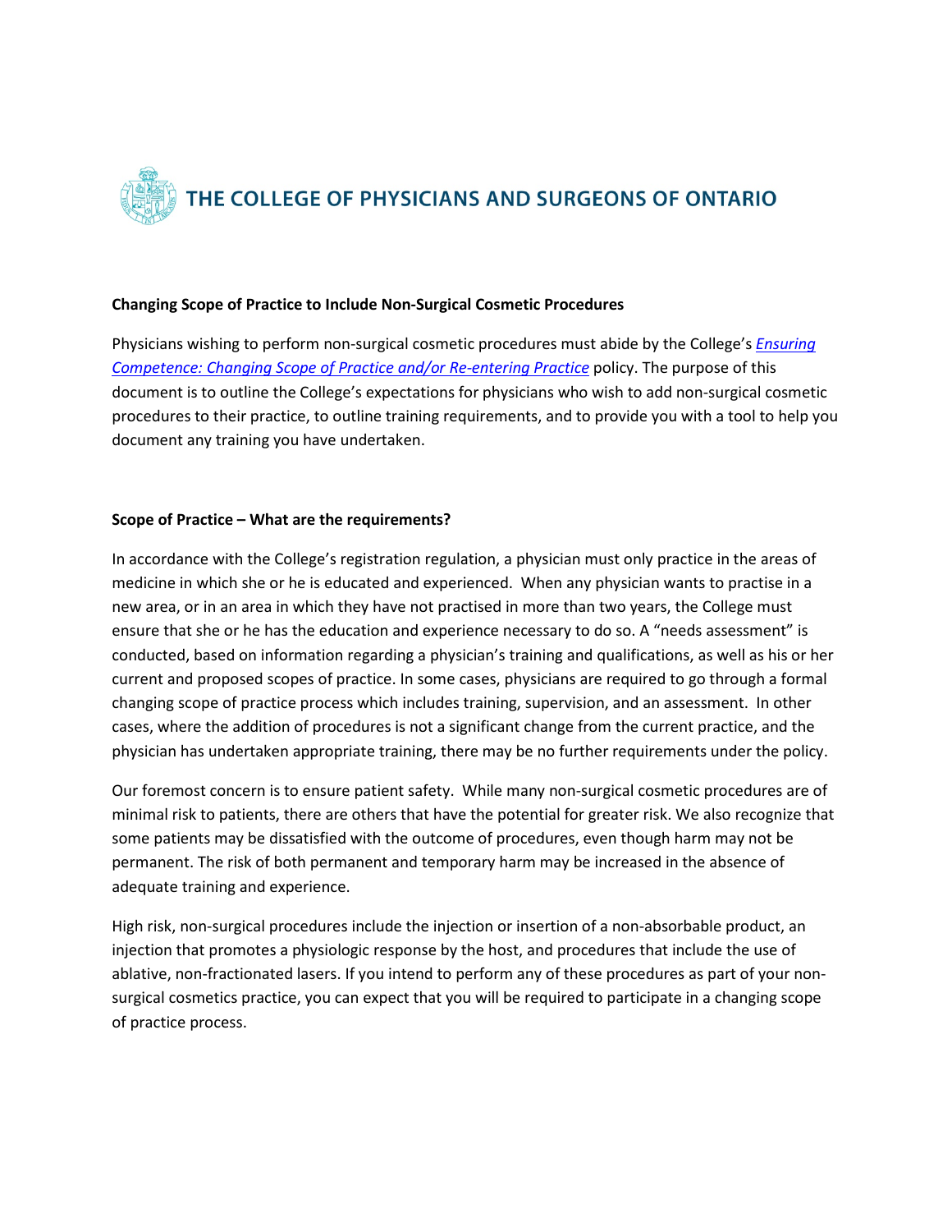# THE COLLEGE OF PHYSICIANS AND SURGEONS OF ONTARIO

**Changing Scope of Practice to Include Non-Surgical Cosmetic Procedures**

Physicians wishing to perform non-surgical cosmetic procedures must abide by the College's *Ensuring Competence: Changing Scope of Practice and/or Re-entering Practice* policy. The purpose of this document is to outline the College's expectations for physicians who wish to add non-surgical cosmetic procedures to their practice, to outline training requirements, and to provide you with a tool to help you document any training you have undertaken.

**Scope of Practice – What are the requirements?**

In accordance with the College's registration regulation, a physician must only practice in the areas of medicine in which she or he is educated and experienced. When any physician wants to practise in a new area, or in an area in which they have not practised in more than two years, the College must ensure that she or he has the education and experience necessary to do so. A "needs assessment" is conducted, based on information regarding a physician's training and qualifications, as well as his or her current and proposed scopes of practice. In some cases, physicians are required to go through a formal changing scope of practice process which includes training, supervision, and an assessment. In other cases, where the addition of procedures is not a significant change from the current practice, and the physician has undertaken appropriate training, there may be no further requirements under the policy.

Our foremost concern is to ensure patient safety. While many non-surgical cosmetic procedures are of minimal risk to patients, there are others that have the potential for greater risk. We also recognize that some patients may be dissatisfied with the outcome of procedures, even though harm may not be permanent. The risk of both permanent and temporary harm may be increased in the absence of adequate training and experience.

High risk, non-surgical procedures include the injection or insertion of a non-absorbable product, an injection that promotes a physiologic response by the host, and procedures that include the use of ablative, non-fractionated lasers. If you intend to perform any of these procedures as part of your non-surgical cosmetics practice, you can expect that you will be required to participate in a changing scope of practice process.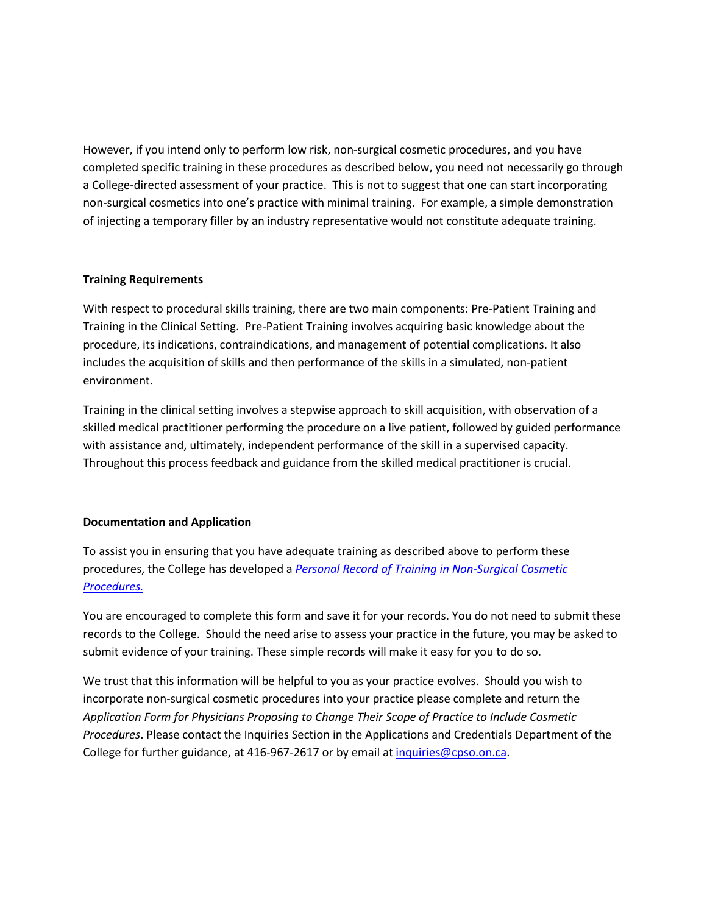However, if you intend only to perform low risk, non-surgical cosmetic procedures, and you have completed specific training in these procedures as described below, you need not necessarily go through a College-directed assessment of your practice. This is not to suggest that one can start incorporating non-surgical cosmetics into one's practice with minimal training. For example, a simple demonstration of injecting a temporary filler by an industry representative would not constitute adequate training.

**Training Requirements**

With respect to procedural skills training, there are two main components: Pre-Patient Training and Training in the Clinical Setting. Pre-Patient Training involves acquiring basic knowledge about the procedure, its indications, contraindications, and management of potential complications. It also includes the acquisition of skills and then performance of the skills in a simulated, non-patient environment.

Training in the clinical setting involves a stepwise approach to skill acquisition, with observation of a skilled medical practitioner performing the procedure on a live patient, followed by guided performance with assistance and, ultimately, independent performance of the skill in a supervised capacity. Throughout this process feedback and guidance from the skilled medical practitioner is crucial.

**Documentation and Application**

To assist you in ensuring that you have adequate training as described above to perform these procedures, the College has developed a *Personal Record of Training in Non-Surgical Cosmetic Procedures.*

You are encouraged to complete this form and save it for your records. You do not need to submit these records to the College. Should the need arise to assess your practice in the future, you may be asked to submit evidence of your training. These simple records will make it easy for you to do so.

We trust that this information will be helpful to you as your practice evolves. Should you wish to incorporate non-surgical cosmetic procedures into your practice please complete and return the *Application Form for Physicians Proposing to Change Their Scope of Practice to Include Cosmetic Procedures*. Please contact the Inquiries Section in the Applications and Credentials Department of the College for further guidance, at 416-967-2617 or by email at inquiries@cpso.on.ca.